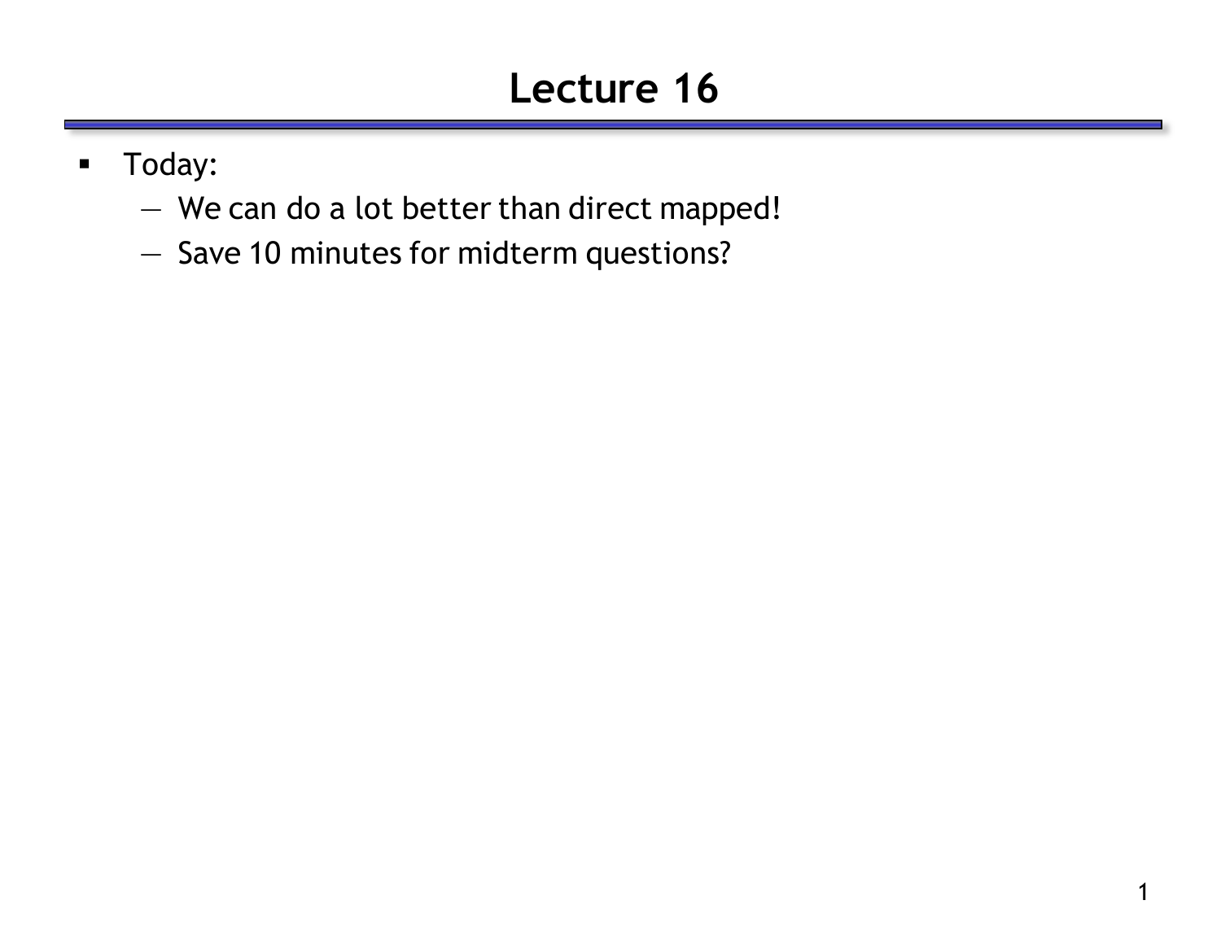# Lecture 16

- Today:
  - We can do a lot better than direct mapped!
  - Save 10 minutes for midterm questions?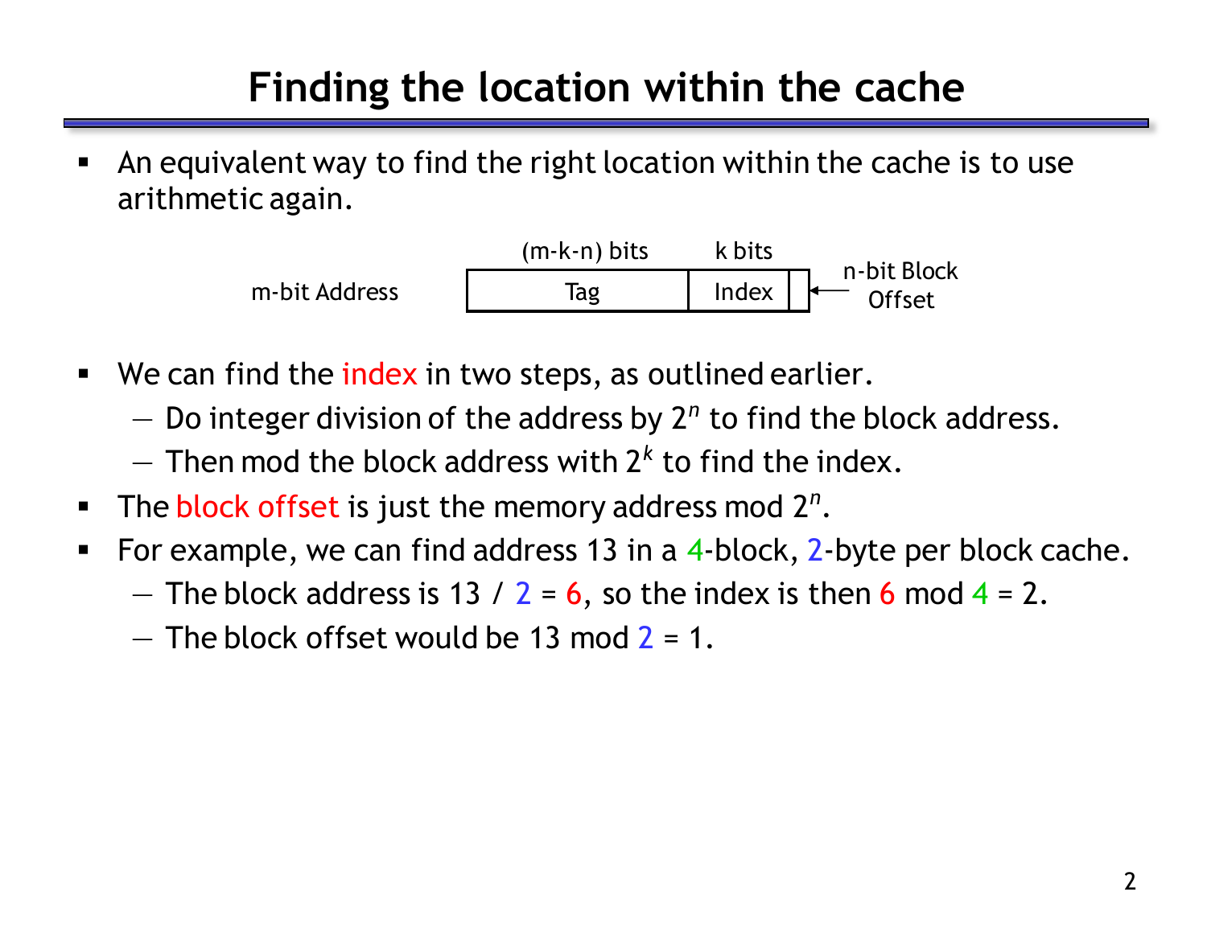# Finding the location within the cache

- An equivalent way to find the right location within the cache is to use arithmetic again.

| m-bit Address | Tag | Index | n-bit Block Offset |
| --- | --- | --- | --- |
| | (m-k-n) bits | k bits | |

- We can find the index in two steps, as outlined earlier.
  - Do integer division of the address by $2^n$ to find the block address.
  - Then mod the block address with $2^k$ to find the index.
- The block offset is just the memory address mod $2^n$.
- For example, we can find address 13 in a 4-block, 2-byte per block cache.
  - The block address is 13 / 2 = 6, so the index is then 6 mod 4 = 2.
  - The block offset would be 13 mod 2 = 1.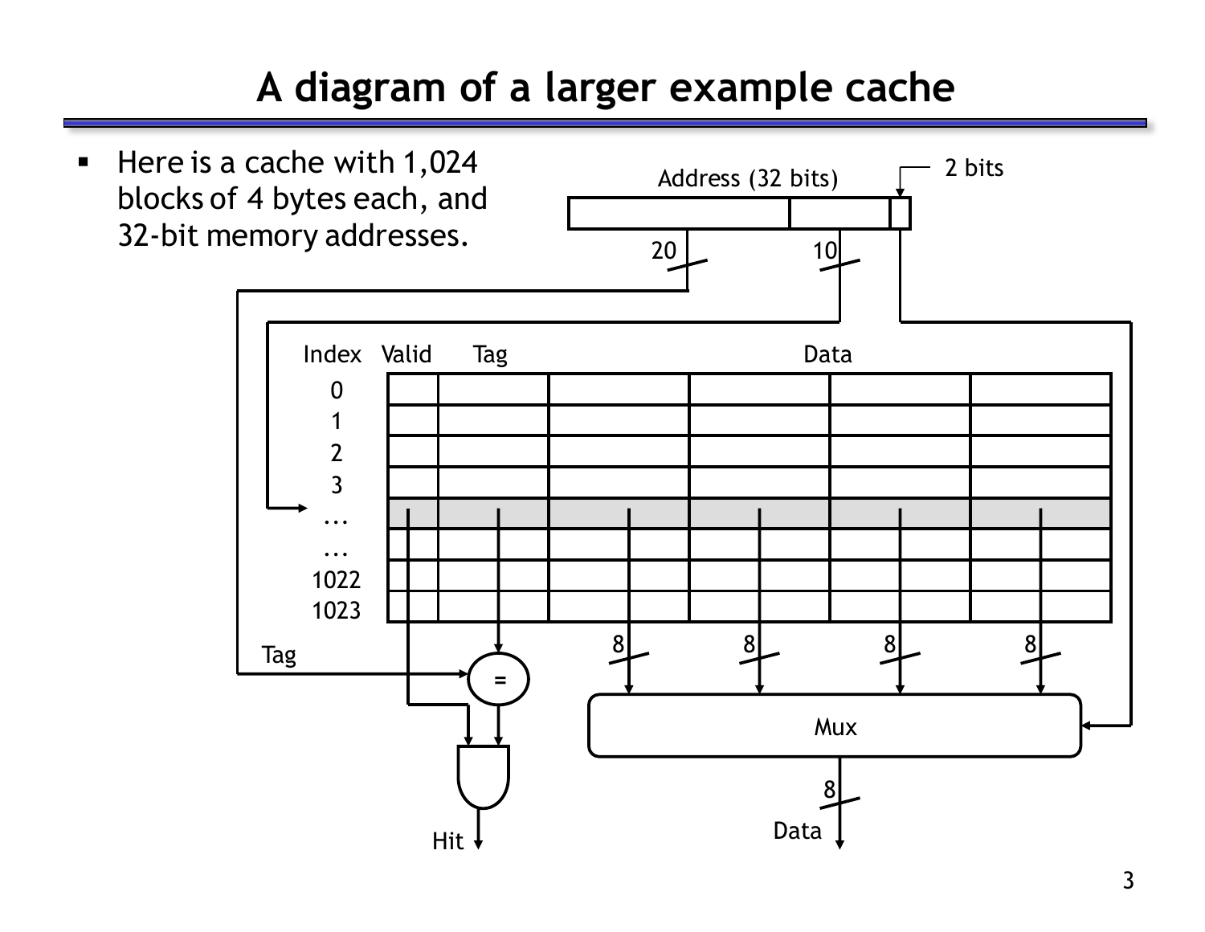# A diagram of a larger example cache

- Here is a cache with 1,024 blocks of 4 bytes each, and 32-bit memory addresses.

Address (32 bits)

2 bits

20

10

| Index | Valid | Tag | Data | | | |
|---|---|---|---|---|---|---|
| 0 | | | | | | |
| 1 | | | | | | |
| 2 | | | | | | |
| 3 | | | | | | |
| ... | | | | | | |
| ... | | | | | | |
| 1022 | | | | | | |
| 1023 | | | | | | |

Tag

=

8 8 8 8

Mux

8

Hit

Data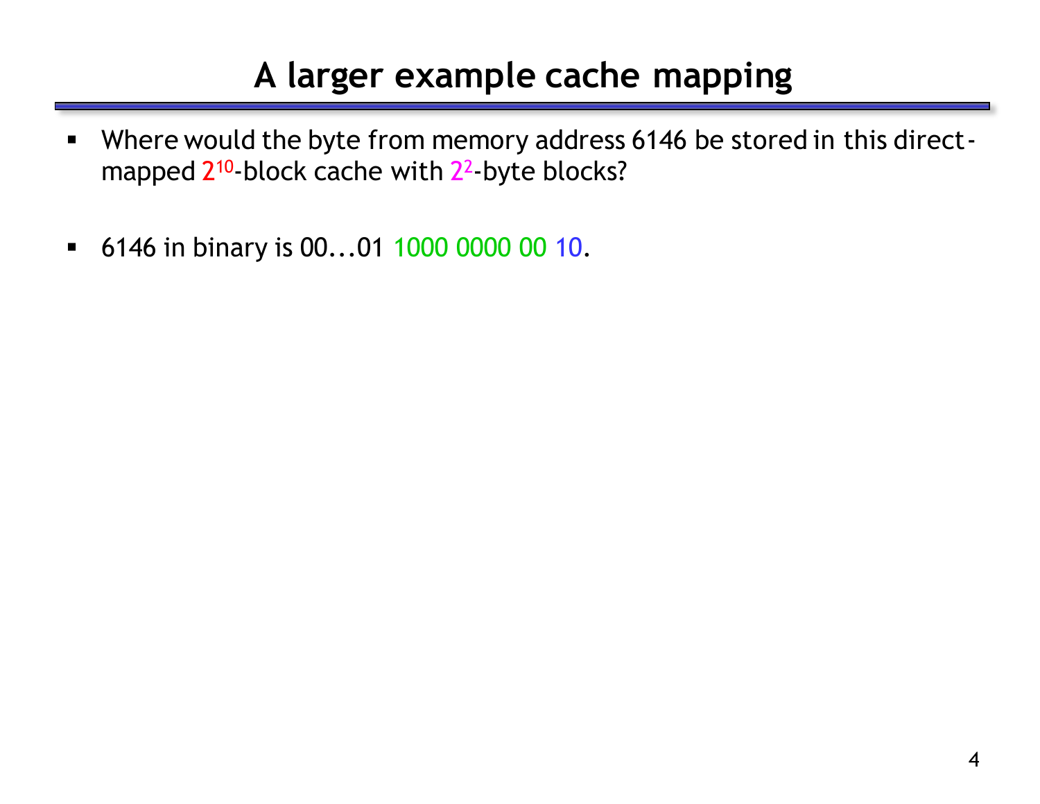# A larger example cache mapping

- Where would the byte from memory address 6146 be stored in this direct-mapped $2^{10}$-block cache with $2^{2}$-byte blocks?

- 6146 in binary is 00...01 1000 0000 00 10.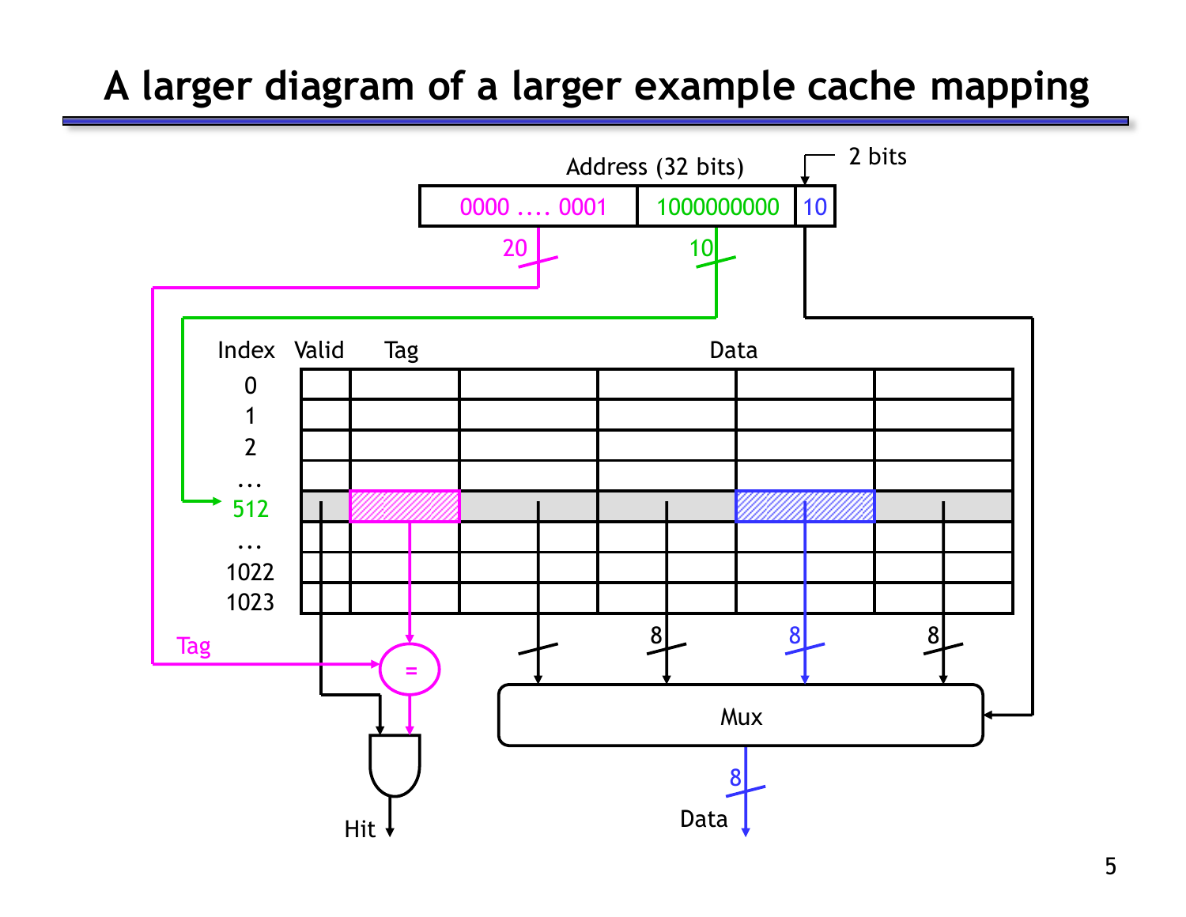# A larger diagram of a larger example cache mapping

Address (32 bits)

| 0000 .... 0001 | 1000000000 | 10 |
|---|---|---|

2 bits

20

10

| Index | Valid | Tag | Data | | | |
|---|---|---|---|---|---|---|
| 0 | | | | | | |
| 1 | | | | | | |
| 2 | | | | | | |
| ... | | | | | | |
| 512 | | | | | | |
| ... | | | | | | |
| 1022 | | | | | | |
| 1023 | | | | | | |

Tag

=

8 8 8

Mux

8

Data

Hit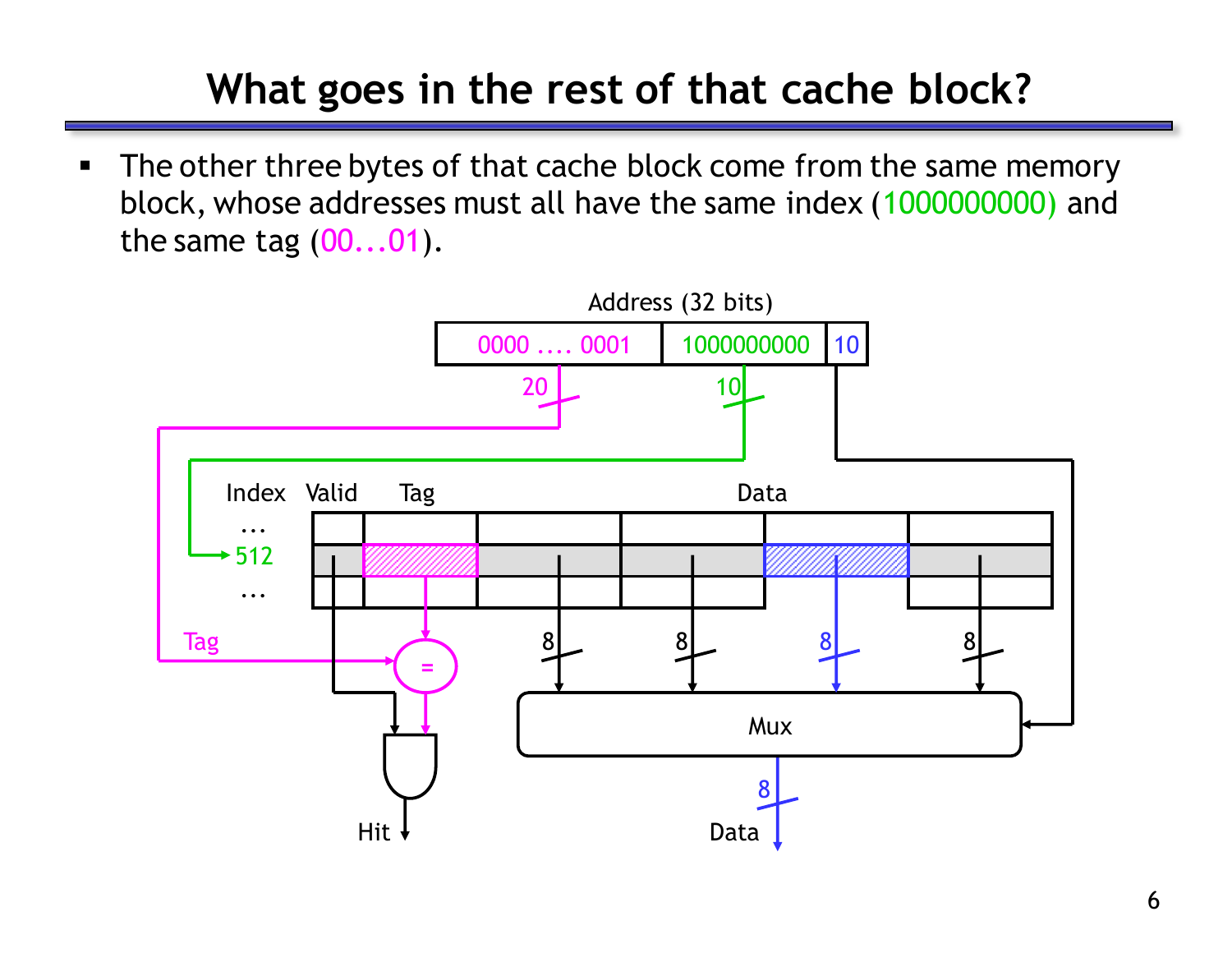# What goes in the rest of that cache block?

- The other three bytes of that cache block come from the same memory block, whose addresses must all have the same index (1000000000) and the same tag (00...01).

Address (32 bits)

| 0000 .... 0001 | 1000000000 | 10 |
|---|---|---|
| 20 | 10 | |

| Index | Valid | Tag | Data | | | |
|---|---|---|---|---|---|---|
| ... | | | | | | |
| 512 | | | | | | |
| ... | | | | | | |

Tag → = → Hit

8, 8, 8, 8 → Mux → 8 → Data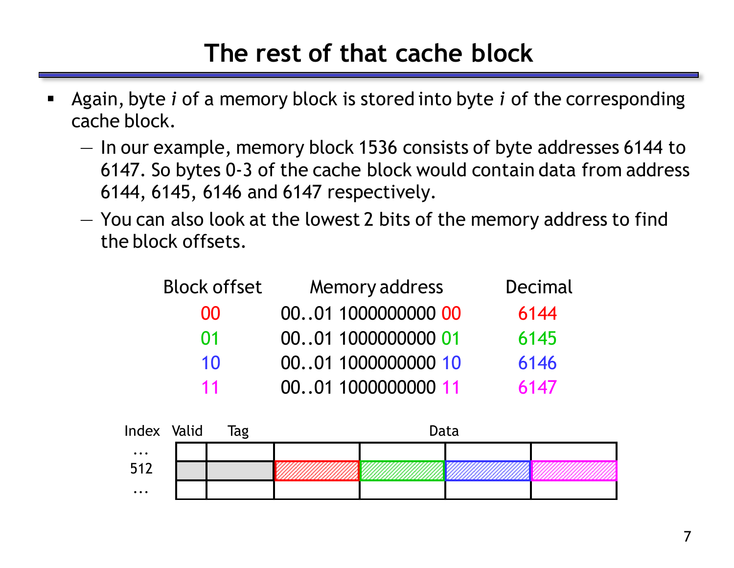# The rest of that cache block

- Again, byte *i* of a memory block is stored into byte *i* of the corresponding cache block.
  - In our example, memory block 1536 consists of byte addresses 6144 to 6147. So bytes 0-3 of the cache block would contain data from address 6144, 6145, 6146 and 6147 respectively.
  - You can also look at the lowest 2 bits of the memory address to find the block offsets.

| Block offset | Memory address | Decimal |
|---|---|---|
| 00 | 00..01 1000000000 00 | 6144 |
| 01 | 00..01 1000000000 01 | 6145 |
| 10 | 00..01 1000000000 10 | 6146 |
| 11 | 00..01 1000000000 11 | 6147 |

| Index | Valid | Tag | Data | | | |
|---|---|---|---|---|---|---|
| ... | | | | | | |
| 512 | | | 6144 | 6145 | 6146 | 6147 |
| ... | | | | | | |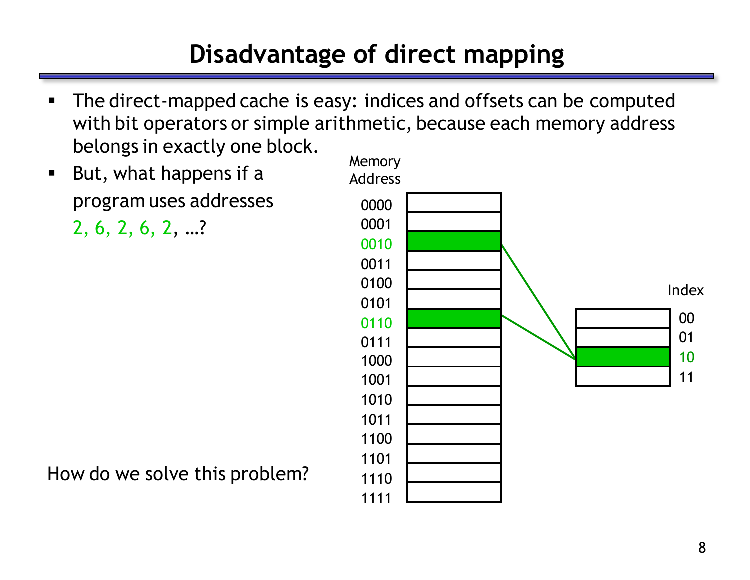# Disadvantage of direct mapping

- The direct-mapped cache is easy: indices and offsets can be computed with bit operators or simple arithmetic, because each memory address belongs in exactly one block.
- But, what happens if a program uses addresses 2, 6, 2, 6, 2, …?

| Memory Address |
|---|
| 0000 |
| 0001 |
| 0010 |
| 0011 |
| 0100 |
| 0101 |
| 0110 |
| 0111 |
| 1000 |
| 1001 |
| 1010 |
| 1011 |
| 1100 |
| 1101 |
| 1110 |
| 1111 |

| Index |
|---|
| 00 |
| 01 |
| 10 |
| 11 |

How do we solve this problem?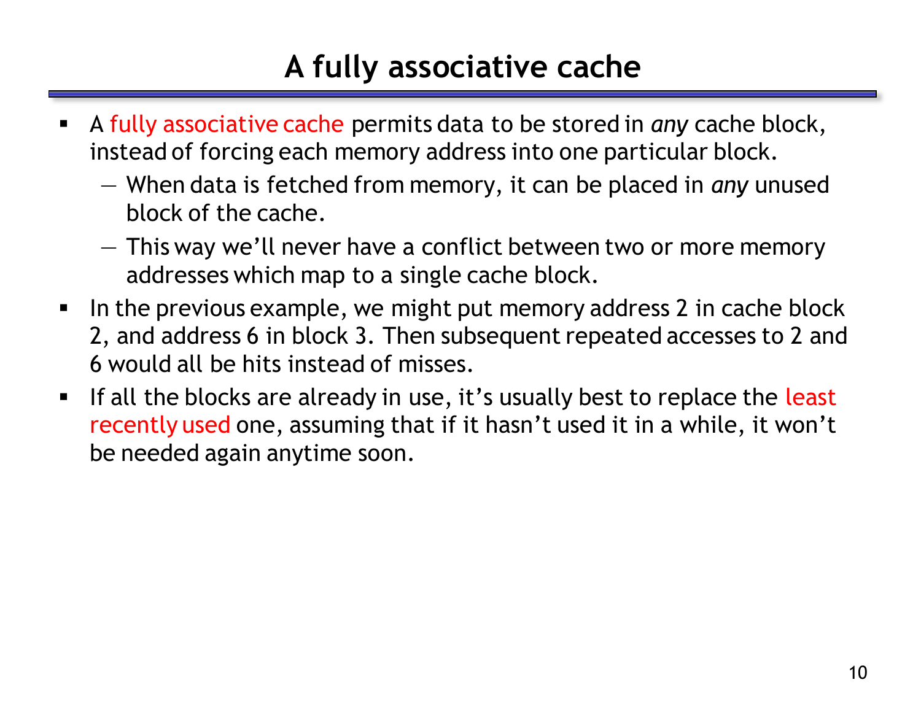# A fully associative cache

- A fully associative cache permits data to be stored in *any* cache block, instead of forcing each memory address into one particular block.
  - When data is fetched from memory, it can be placed in *any* unused block of the cache.
  - This way we'll never have a conflict between two or more memory addresses which map to a single cache block.
- In the previous example, we might put memory address 2 in cache block 2, and address 6 in block 3. Then subsequent repeated accesses to 2 and 6 would all be hits instead of misses.
- If all the blocks are already in use, it's usually best to replace the least recently used one, assuming that if it hasn't used it in a while, it won't be needed again anytime soon.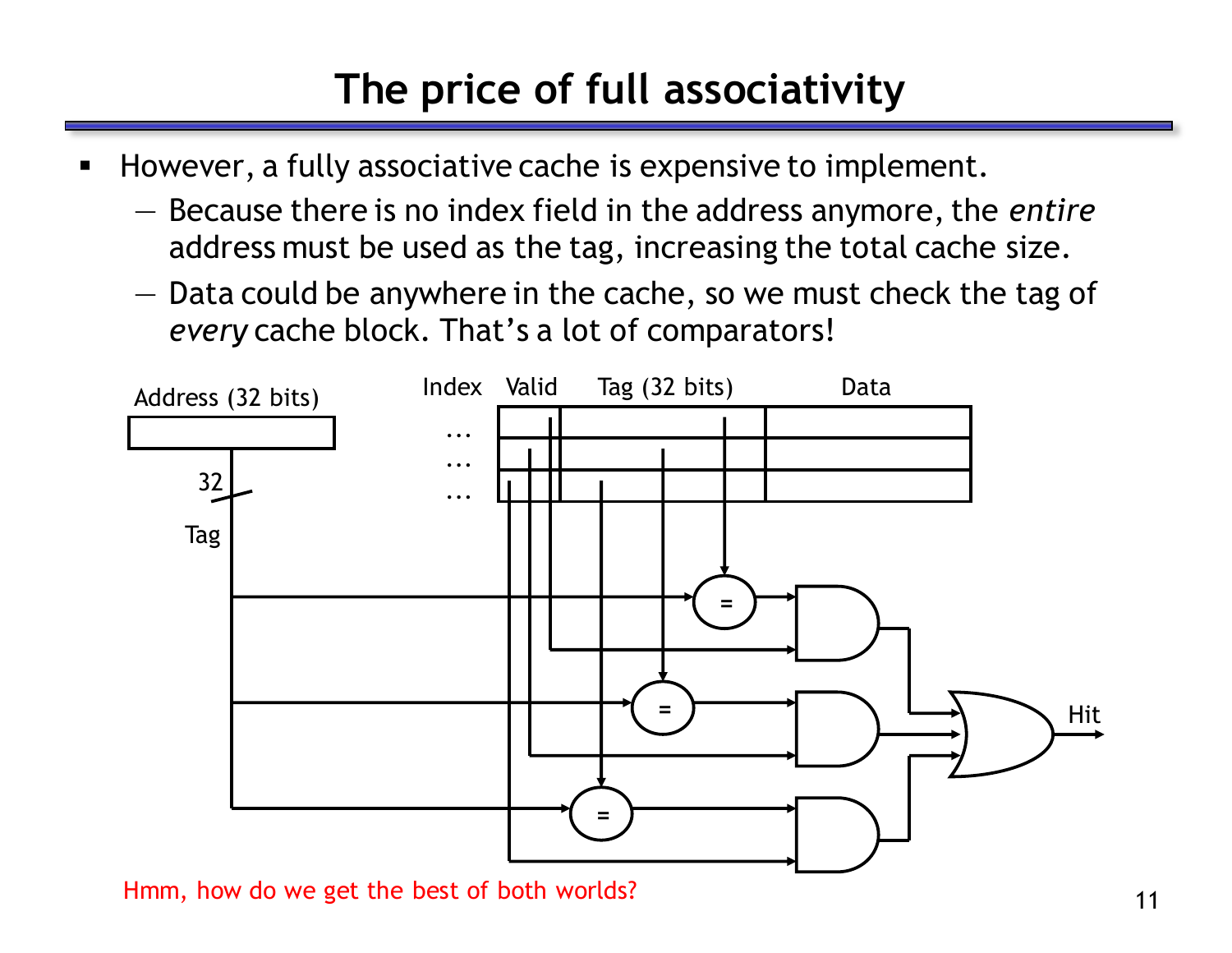# The price of full associativity

- However, a fully associative cache is expensive to implement.
  - Because there is no index field in the address anymore, the *entire* address must be used as the tag, increasing the total cache size.
  - Data could be anywhere in the cache, so we must check the tag of *every* cache block. That's a lot of comparators!

Address (32 bits)

32

Tag

Index Valid Tag (32 bits) Data

Hit

Hmm, how do we get the best of both worlds?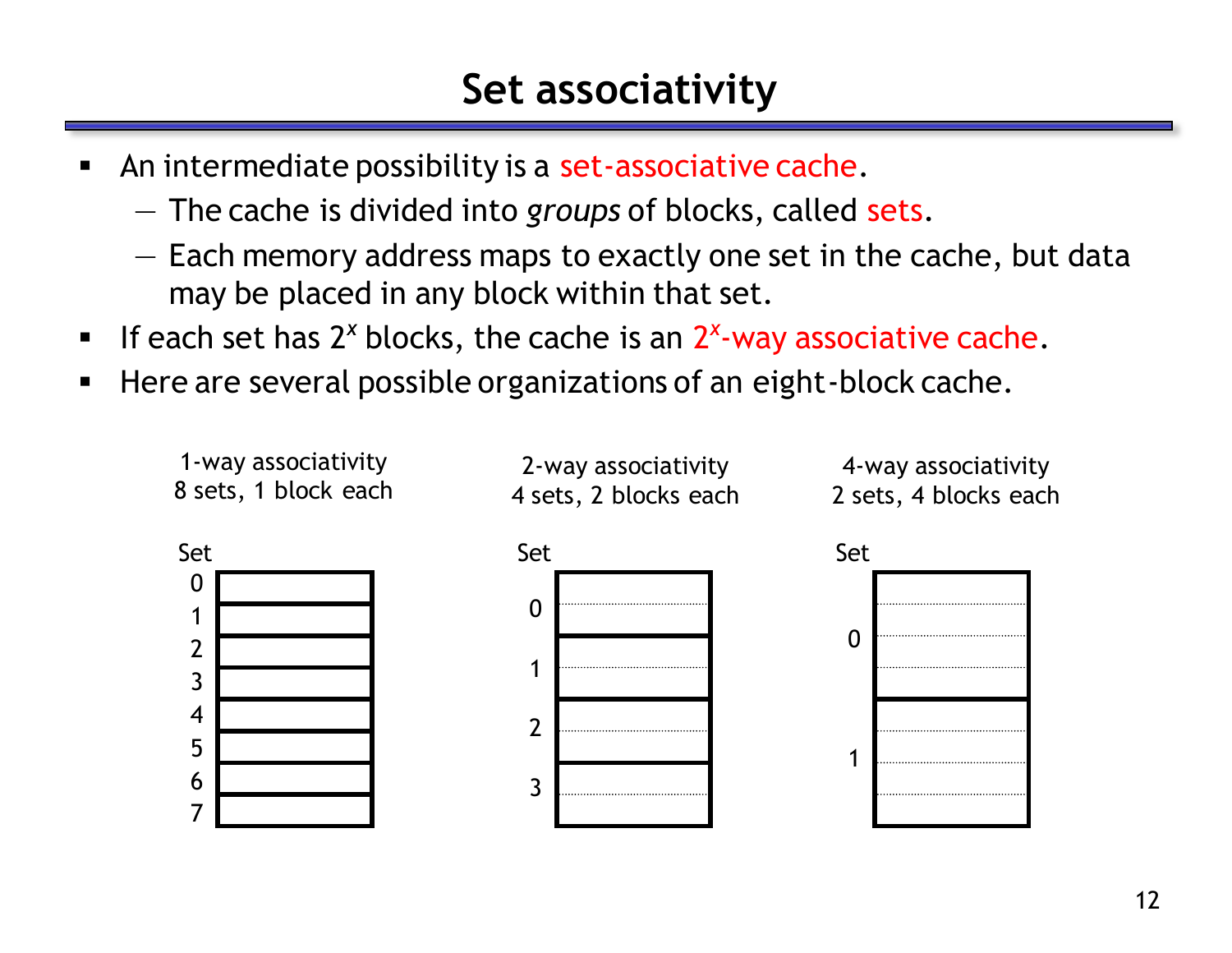# Set associativity

- An intermediate possibility is a set-associative cache.
  - The cache is divided into *groups* of blocks, called sets.
  - Each memory address maps to exactly one set in the cache, but data may be placed in any block within that set.
- If each set has $2^x$ blocks, the cache is an $2^x$-way associative cache.
- Here are several possible organizations of an eight-block cache.

1-way associativity
8 sets, 1 block each

| Set |   |
|---|---|
| 0 | |
| 1 | |
| 2 | |
| 3 | |
| 4 | |
| 5 | |
| 6 | |
| 7 | |

2-way associativity
4 sets, 2 blocks each

| Set |   |
|---|---|
| 0 | |
| 1 | |
| 2 | |
| 3 | |

4-way associativity
2 sets, 4 blocks each

| Set |   |
|---|---|
| 0 | |
| 1 | |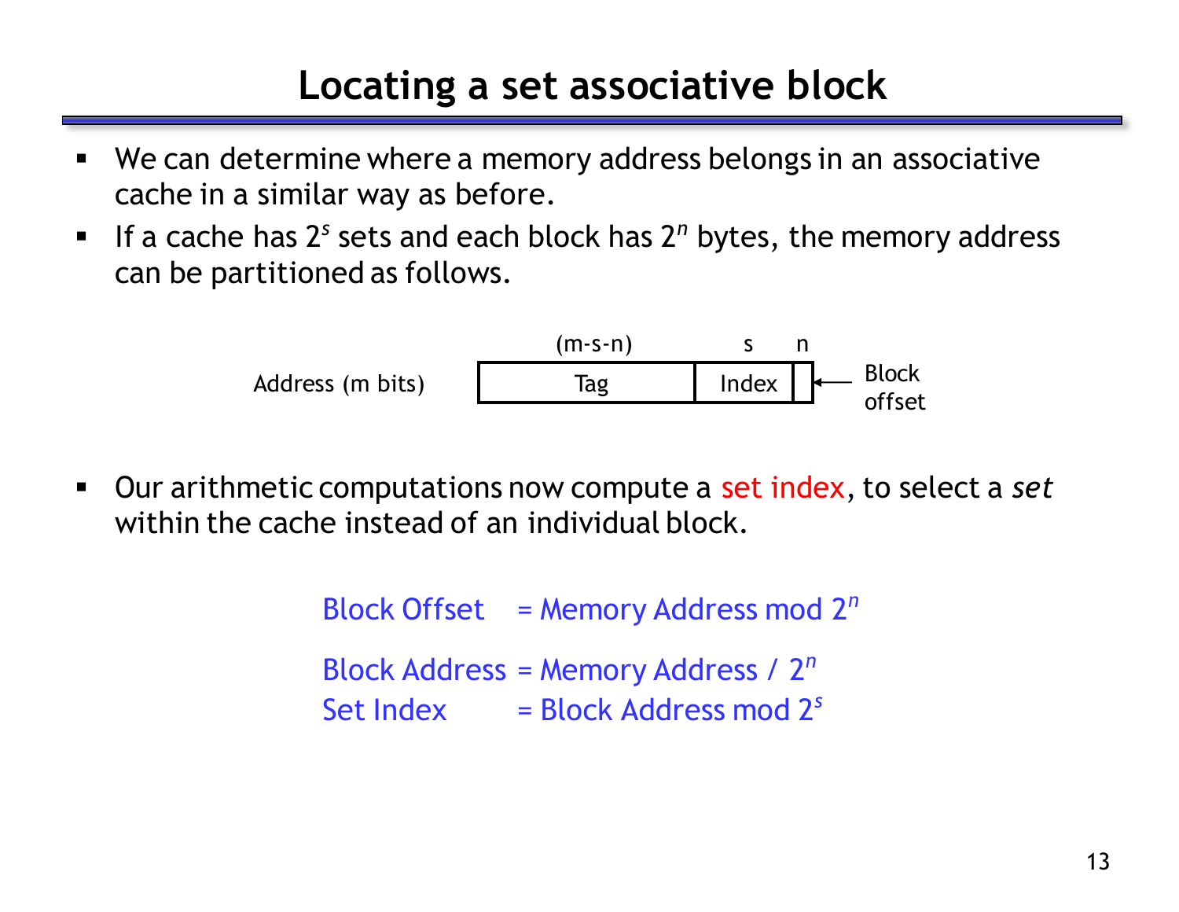# Locating a set associative block

- We can determine where a memory address belongs in an associative cache in a similar way as before.
- If a cache has $2^s$ sets and each block has $2^n$ bytes, the memory address can be partitioned as follows.

Address (m bits)

| Tag $(m-s-n)$ | Index $s$ | $n$ |
|---|---|---|

Block offset ($n$ bits)

- Our arithmetic computations now compute a set index, to select a *set* within the cache instead of an individual block.

Block Offset = Memory Address mod $2^n$

Block Address = Memory Address / $2^n$

Set Index = Block Address mod $2^s$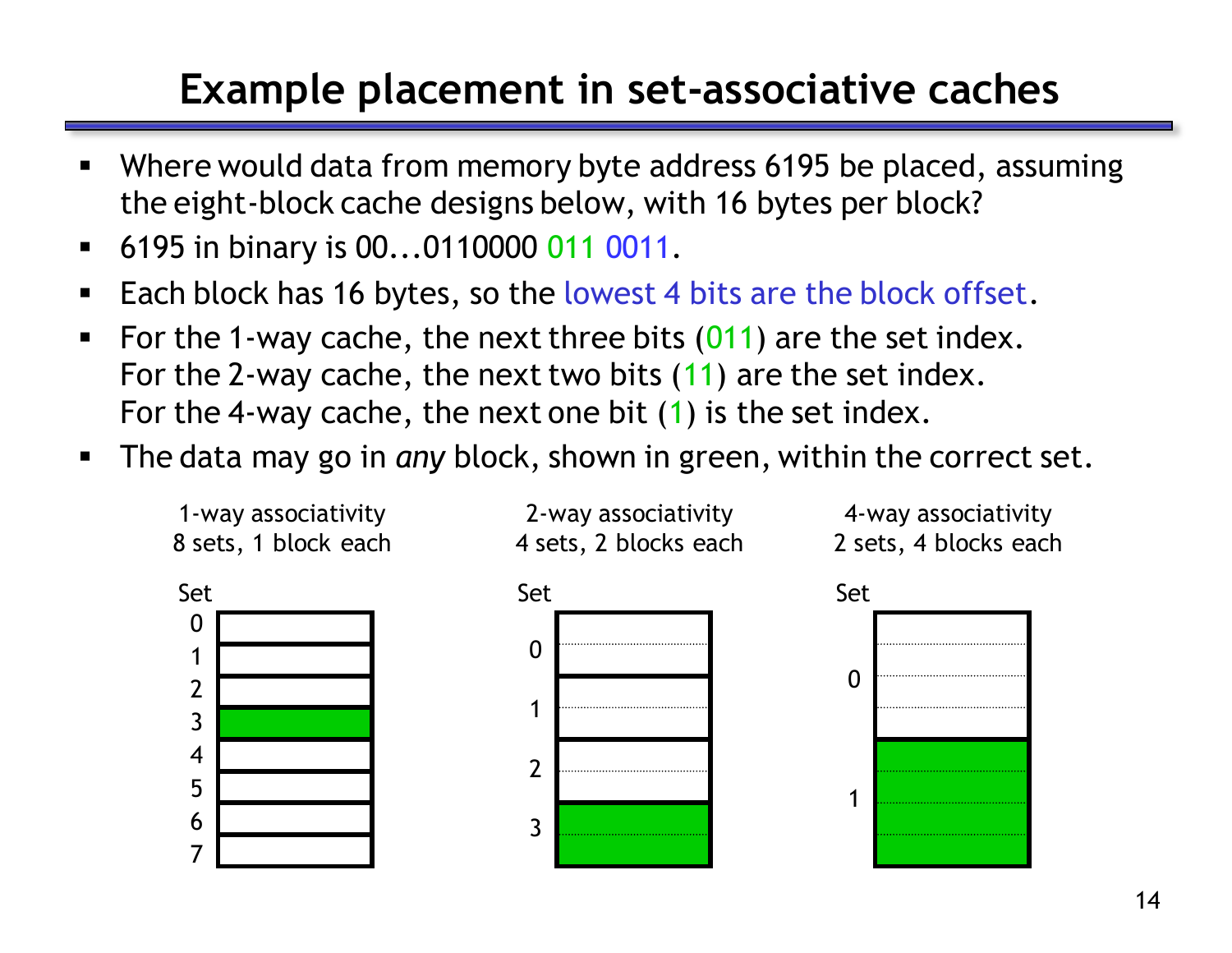# Example placement in set-associative caches

- Where would data from memory byte address 6195 be placed, assuming the eight-block cache designs below, with 16 bytes per block?
- 6195 in binary is 00...0110000 011 0011.
- Each block has 16 bytes, so the lowest 4 bits are the block offset.
- For the 1-way cache, the next three bits (011) are the set index.
  For the 2-way cache, the next two bits (11) are the set index.
  For the 4-way cache, the next one bit (1) is the set index.
- The data may go in *any* block, shown in green, within the correct set.

| 1-way associativity<br>8 sets, 1 block each | 2-way associativity<br>4 sets, 2 blocks each | 4-way associativity<br>2 sets, 4 blocks each |
|---|---|---|
| Set 0 | Set 0 | Set 0 |
| Set 1 | Set 1 | Set 1 (green) |
| Set 2 | Set 2 | |
| Set 3 (green) | Set 3 (green) | |
| Set 4 | | |
| Set 5 | | |
| Set 6 | | |
| Set 7 | | |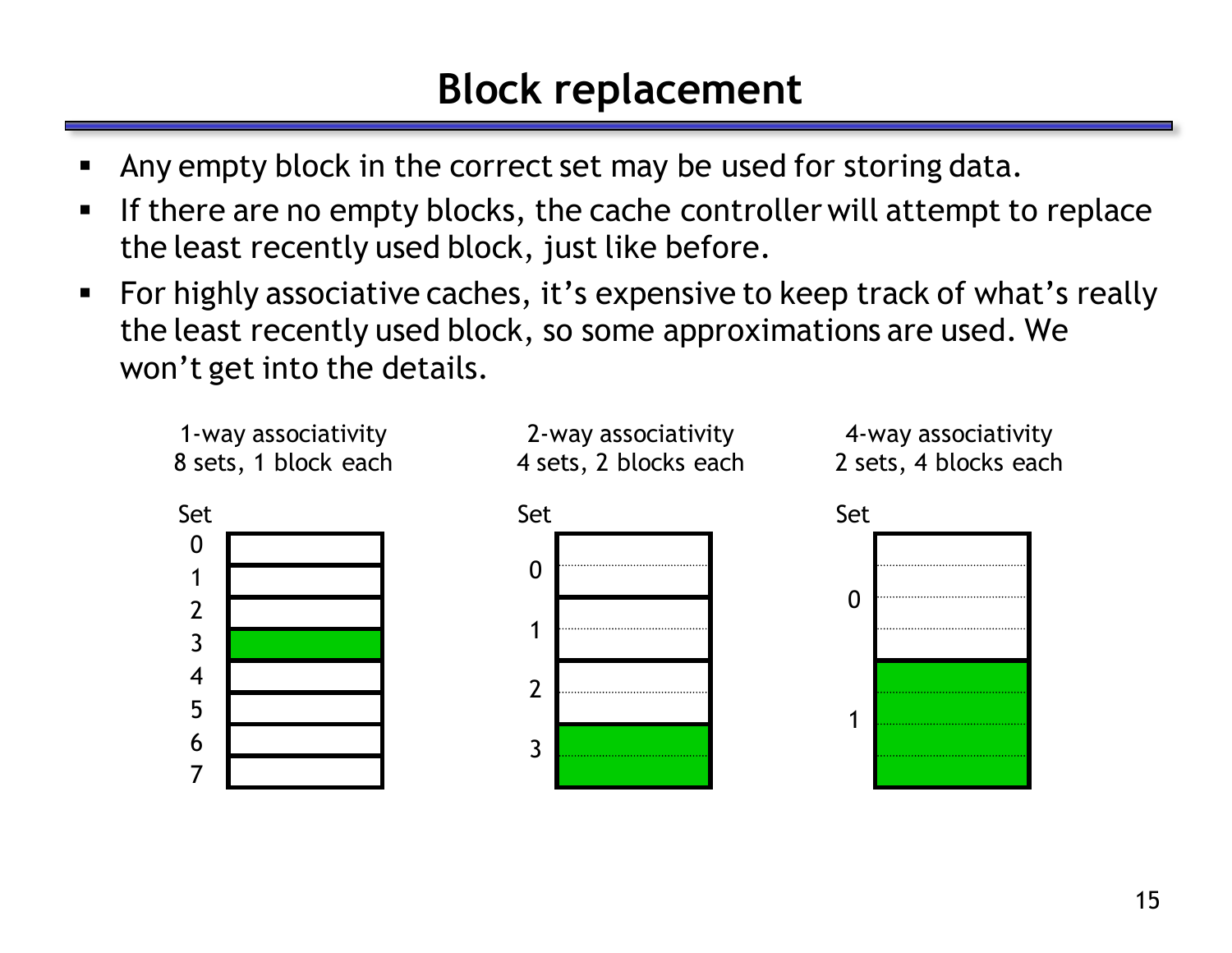# Block replacement

- Any empty block in the correct set may be used for storing data.
- If there are no empty blocks, the cache controller will attempt to replace the least recently used block, just like before.
- For highly associative caches, it's expensive to keep track of what's really the least recently used block, so some approximations are used. We won't get into the details.

1-way associativity
8 sets, 1 block each

2-way associativity
4 sets, 2 blocks each

4-way associativity
2 sets, 4 blocks each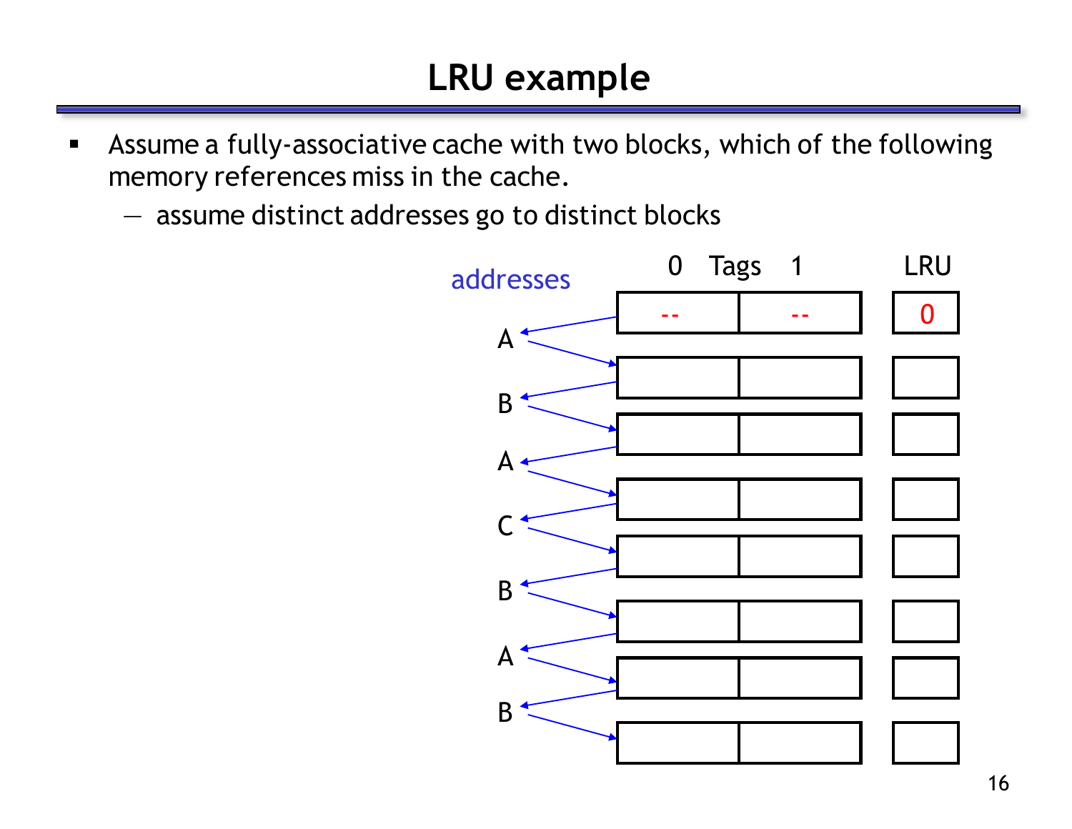# LRU example

- Assume a fully-associative cache with two blocks, which of the following memory references miss in the cache.
  - assume distinct addresses go to distinct blocks

addresses: A, B, A, C, B, A, B

| Tags 0 | Tags 1 | LRU |
|---|---|---|
| -- | -- | 0 |
| | | |
| | | |
| | | |
| | | |
| | | |
| | | |
| | | |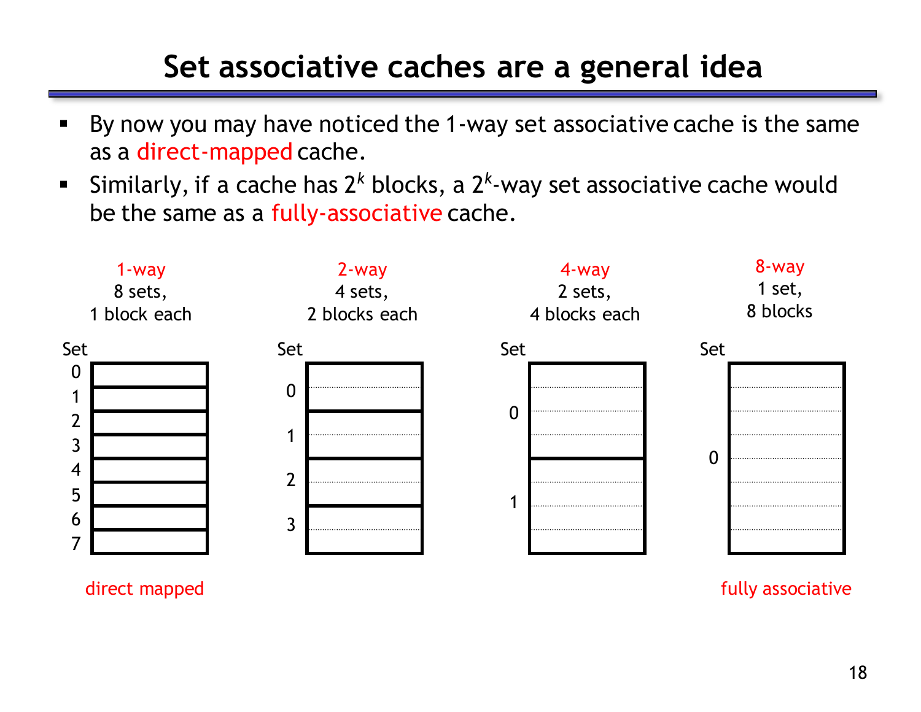# Set associative caches are a general idea

- By now you may have noticed the 1-way set associative cache is the same as a direct-mapped cache.
- Similarly, if a cache has $2^k$ blocks, a $2^k$-way set associative cache would be the same as a fully-associative cache.

| 1-way | 2-way | 4-way | 8-way |
|---|---|---|---|
| 8 sets, 1 block each | 4 sets, 2 blocks each | 2 sets, 4 blocks each | 1 set, 8 blocks |
| Set 0–7 | Set 0–3 | Set 0–1 | Set 0 |
| direct mapped | | | fully associative |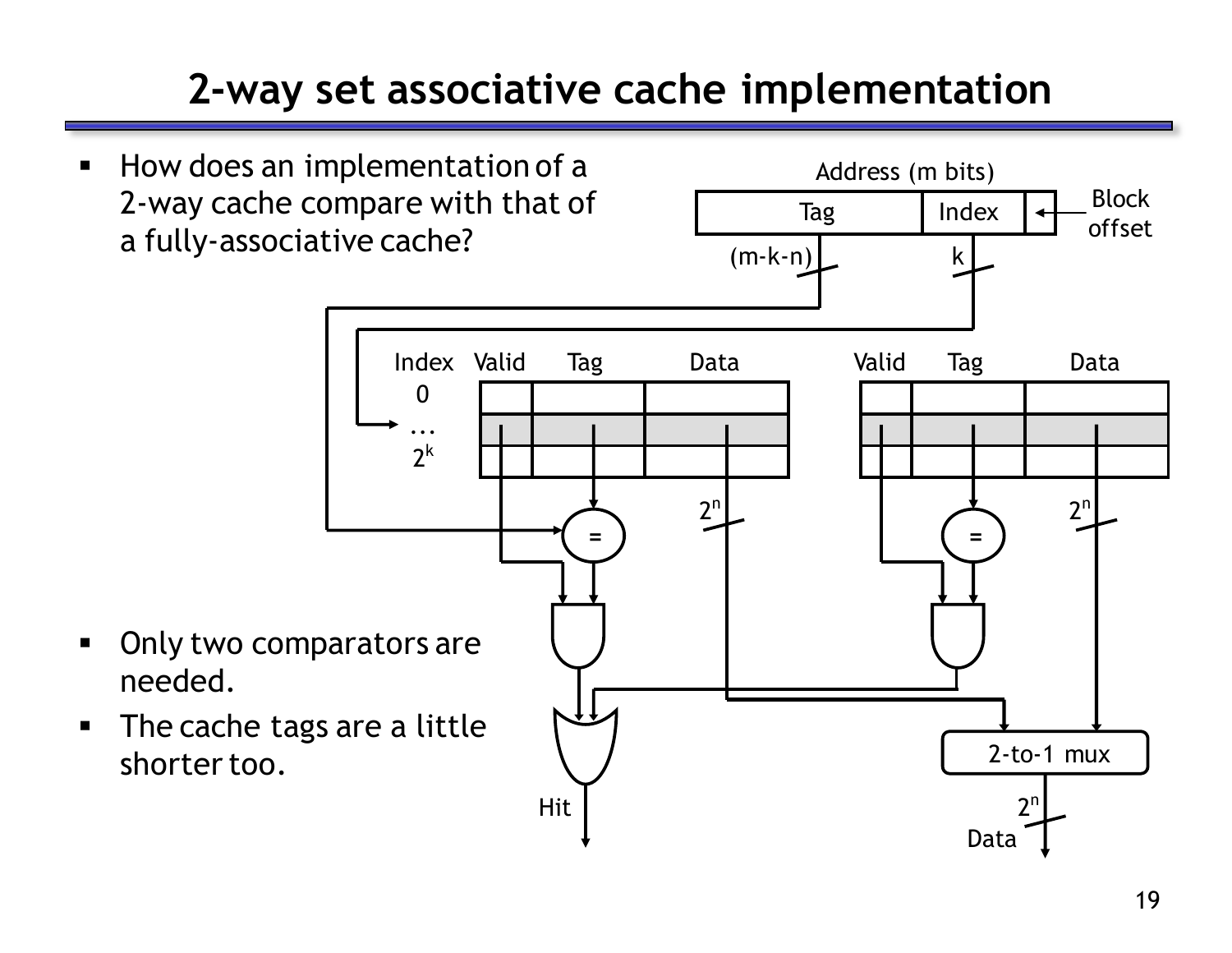# 2-way set associative cache implementation

- How does an implementation of a 2-way cache compare with that of a fully-associative cache?

- Only two comparators are needed.
- The cache tags are a little shorter too.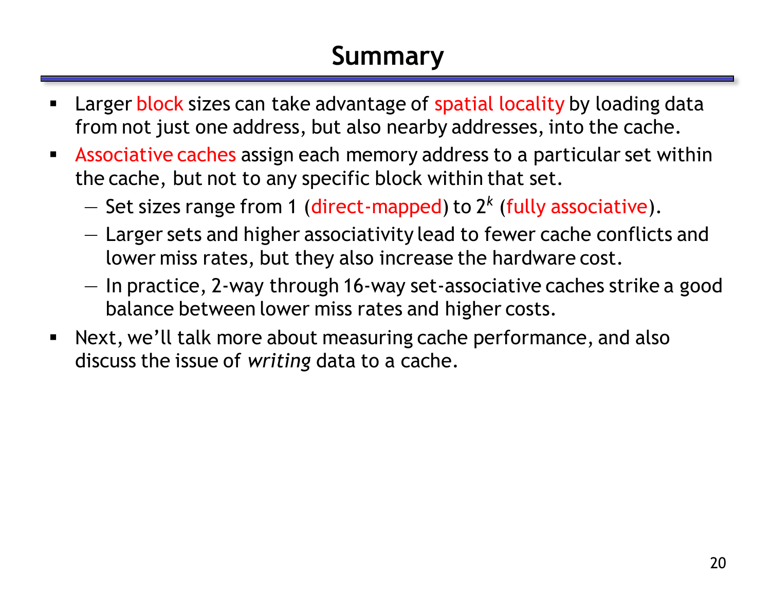# Summary

- Larger block sizes can take advantage of spatial locality by loading data from not just one address, but also nearby addresses, into the cache.
- Associative caches assign each memory address to a particular set within the cache, but not to any specific block within that set.
  - Set sizes range from 1 (direct-mapped) to $2^k$ (fully associative).
  - Larger sets and higher associativity lead to fewer cache conflicts and lower miss rates, but they also increase the hardware cost.
  - In practice, 2-way through 16-way set-associative caches strike a good balance between lower miss rates and higher costs.
- Next, we'll talk more about measuring cache performance, and also discuss the issue of *writing* data to a cache.